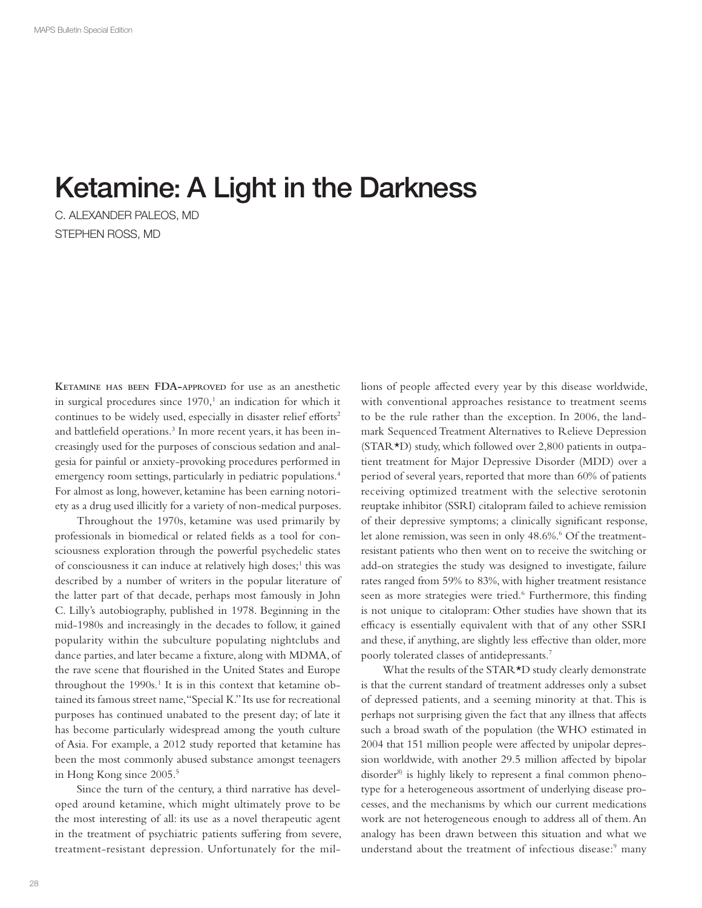# Ketamine: A Light in the Darkness

C. ALEXANDER PALEOS, MD

STEPHEN ROSS, MD

**Ketamine has been FDA-approved** for use as an anesthetic in surgical procedures since 1970,[1] an indication for which it continues to be widely used, especially in disaster relief efforts[2] and battlefield operations.[3] In more recent years, it has been increasingly used for the purposes of conscious sedation and analgesia for painful or anxiety-provoking procedures performed in emergency room settings, particularly in pediatric populations.[4] For almost as long, however, ketamine has been earning notoriety as a drug used illicitly for a variety of non-medical purposes.

Throughout the 1970s, ketamine was used primarily by professionals in biomedical or related fields as a tool for consciousness exploration through the powerful psychedelic states of consciousness it can induce at relatively high doses;[1] this was described by a number of writers in the popular literature of the latter part of that decade, perhaps most famously in John C. Lilly's autobiography, published in 1978. Beginning in the mid-1980s and increasingly in the decades to follow, it gained popularity within the subculture populating nightclubs and dance parties, and later became a fixture, along with MDMA, of the rave scene that flourished in the United States and Europe throughout the 1990s.[1] It is in this context that ketamine obtained its famous street name, "Special K." Its use for recreational purposes has continued unabated to the present day; of late it has become particularly widespread among the youth culture of Asia. For example, a 2012 study reported that ketamine has been the most commonly abused substance amongst teenagers in Hong Kong since 2005.[5]

Since the turn of the century, a third narrative has developed around ketamine, which might ultimately prove to be the most interesting of all: its use as a novel therapeutic agent in the treatment of psychiatric patients suffering from severe, treatment-resistant depression. Unfortunately for the millions of people affected every year by this disease worldwide, with conventional approaches resistance to treatment seems to be the rule rather than the exception. In 2006, the landmark Sequenced Treatment Alternatives to Relieve Depression (STAR*D) study, which followed over 2,800 patients in outpatient treatment for Major Depressive Disorder (MDD) over a period of several years, reported that more than 60% of patients receiving optimized treatment with the selective serotonin reuptake inhibitor (SSRI) citalopram failed to achieve remission of their depressive symptoms; a clinically significant response, let alone remission, was seen in only 48.6%.[6] Of the treatment-resistant patients who then went on to receive the switching or add-on strategies the study was designed to investigate, failure rates ranged from 59% to 83%, with higher treatment resistance seen as more strategies were tried.[6] Furthermore, this finding is not unique to citalopram: Other studies have shown that its efficacy is essentially equivalent with that of any other SSRI and these, if anything, are slightly less effective than older, more poorly tolerated classes of antidepressants.[7]

What the results of the STAR*D study clearly demonstrate is that the current standard of treatment addresses only a subset of depressed patients, and a seeming minority at that. This is perhaps not surprising given the fact that any illness that affects such a broad swath of the population (the WHO estimated in 2004 that 151 million people were affected by unipolar depression worldwide, with another 29.5 million affected by bipolar disorder[8]) is highly likely to represent a final common phenotype for a heterogeneous assortment of underlying disease processes, and the mechanisms by which our current medications work are not heterogeneous enough to address all of them. An analogy has been drawn between this situation and what we understand about the treatment of infectious disease:[9] many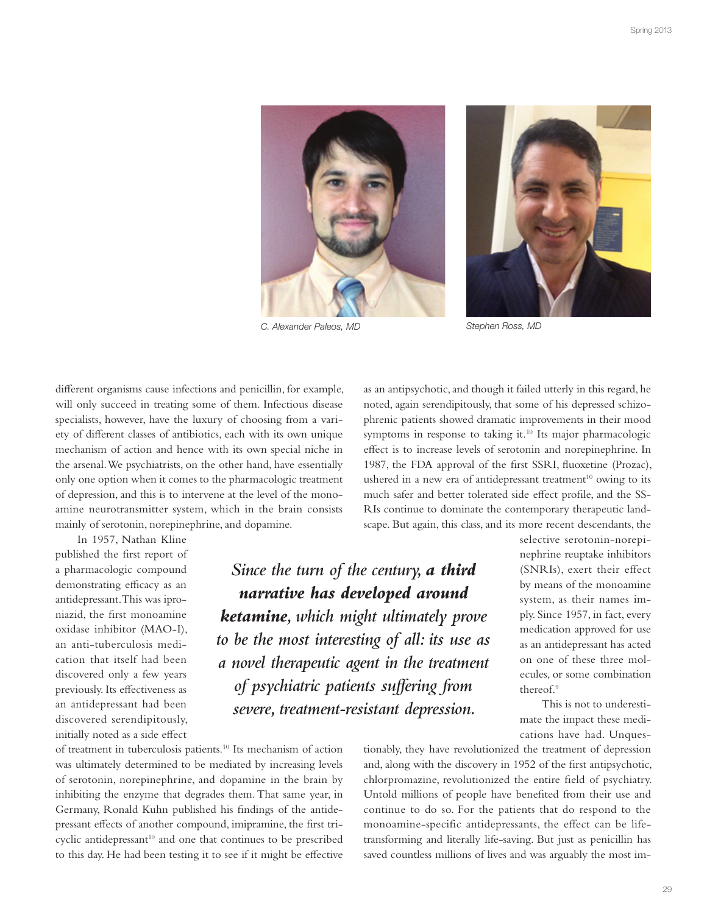C. Alexander Paleos, MD

Stephen Ross, MD

different organisms cause infections and penicillin, for example, will only succeed in treating some of them. Infectious disease specialists, however, have the luxury of choosing from a variety of different classes of antibiotics, each with its own unique mechanism of action and hence with its own special niche in the arsenal. We psychiatrists, on the other hand, have essentially only one option when it comes to the pharmacologic treatment of depression, and this is to intervene at the level of the monoamine neurotransmitter system, which in the brain consists mainly of serotonin, norepinephrine, and dopamine.

In 1957, Nathan Kline published the first report of a pharmacologic compound demonstrating efficacy as an antidepressant. This was iproniazid, the first monoamine oxidase inhibitor (MAO-I), an anti-tuberculosis medication that itself had been discovered only a few years previously. Its effectiveness as an antidepressant had been discovered serendipitously, initially noted as a side effect of treatment in tuberculosis patients.[10] Its mechanism of action was ultimately determined to be mediated by increasing levels of serotonin, norepinephrine, and dopamine in the brain by inhibiting the enzyme that degrades them. That same year, in Germany, Ronald Kuhn published his findings of the antidepressant effects of another compound, imipramine, the first tricyclic antidepressant[10] and one that continues to be prescribed to this day. He had been testing it to see if it might be effective as an antipsychotic, and though it failed utterly in this regard, he noted, again serendipitously, that some of his depressed schizophrenic patients showed dramatic improvements in their mood symptoms in response to taking it.[10] Its major pharmacologic effect is to increase levels of serotonin and norepinephrine. In 1987, the FDA approval of the first SSRI, fluoxetine (Prozac), ushered in a new era of antidepressant treatment[10] owing to its much safer and better tolerated side effect profile, and the SSRIs continue to dominate the contemporary therapeutic landscape. But again, this class, and its more recent descendants, the selective serotonin-norepinephrine reuptake inhibitors (SNRIs), exert their effect by means of the monoamine system, as their names imply. Since 1957, in fact, every medication approved for use as an antidepressant has acted on one of these three molecules, or some combination thereof.[9]

> *Since the turn of the century, **a third narrative has developed around ketamine**, which might ultimately prove to be the most interesting of all: its use as a novel therapeutic agent in the treatment of psychiatric patients suffering from severe, treatment-resistant depression.*

This is not to underestimate the impact these medications have had. Unquestionably, they have revolutionized the treatment of depression and, along with the discovery in 1952 of the first antipsychotic, chlorpromazine, revolutionized the entire field of psychiatry. Untold millions of people have benefited from their use and continue to do so. For the patients that do respond to the monoamine-specific antidepressants, the effect can be life-transforming and literally life-saving. But just as penicillin has saved countless millions of lives and was arguably the most im-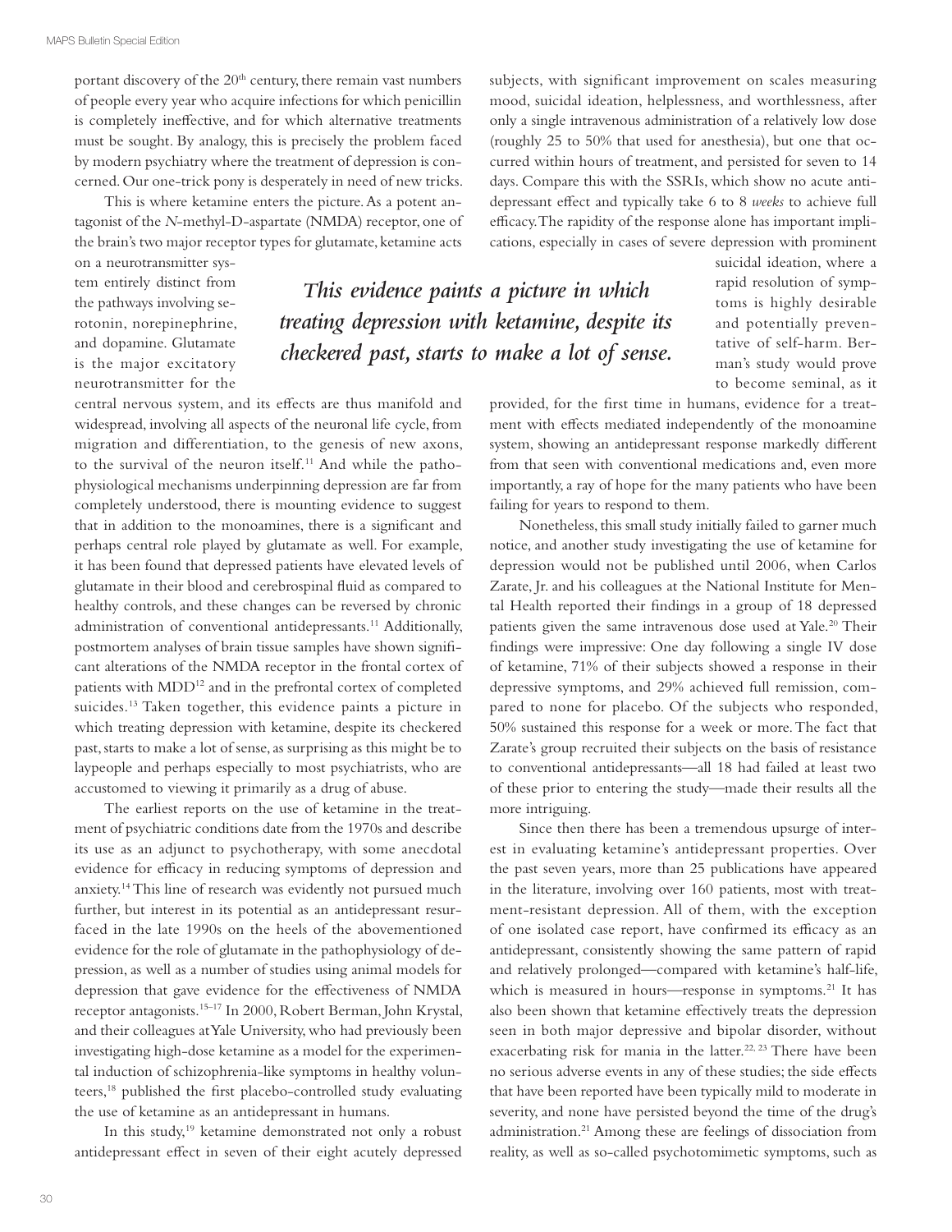portant discovery of the 20th century, there remain vast numbers of people every year who acquire infections for which penicillin is completely ineffective, and for which alternative treatments must be sought. By analogy, this is precisely the problem faced by modern psychiatry where the treatment of depression is concerned. Our one-trick pony is desperately in need of new tricks.

This is where ketamine enters the picture. As a potent antagonist of the *N*-methyl-D-aspartate (NMDA) receptor, one of the brain's two major receptor types for glutamate, ketamine acts on a neurotransmitter system entirely distinct from the pathways involving serotonin, norepinephrine, and dopamine. Glutamate is the major excitatory neurotransmitter for the central nervous system, and its effects are thus manifold and widespread, involving all aspects of the neuronal life cycle, from migration and differentiation, to the genesis of new axons, to the survival of the neuron itself.[11] And while the pathophysiological mechanisms underpinning depression are far from completely understood, there is mounting evidence to suggest that in addition to the monoamines, there is a significant and perhaps central role played by glutamate as well. For example, it has been found that depressed patients have elevated levels of glutamate in their blood and cerebrospinal fluid as compared to healthy controls, and these changes can be reversed by chronic administration of conventional antidepressants.[11] Additionally, postmortem analyses of brain tissue samples have shown significant alterations of the NMDA receptor in the frontal cortex of patients with MDD[12] and in the prefrontal cortex of completed suicides.[13] Taken together, this evidence paints a picture in which treating depression with ketamine, despite its checkered past, starts to make a lot of sense, as surprising as this might be to laypeople and perhaps especially to most psychiatrists, who are accustomed to viewing it primarily as a drug of abuse.

> *This evidence paints a picture in which treating depression with ketamine, despite its checkered past, starts to make a lot of sense.*

The earliest reports on the use of ketamine in the treatment of psychiatric conditions date from the 1970s and describe its use as an adjunct to psychotherapy, with some anecdotal evidence for efficacy in reducing symptoms of depression and anxiety.[14] This line of research was evidently not pursued much further, but interest in its potential as an antidepressant resurfaced in the late 1990s on the heels of the abovementioned evidence for the role of glutamate in the pathophysiology of depression, as well as a number of studies using animal models for depression that gave evidence for the effectiveness of NMDA receptor antagonists.[15–17] In 2000, Robert Berman, John Krystal, and their colleagues at Yale University, who had previously been investigating high-dose ketamine as a model for the experimental induction of schizophrenia-like symptoms in healthy volunteers,[18] published the first placebo-controlled study evaluating the use of ketamine as an antidepressant in humans.

In this study,[19] ketamine demonstrated not only a robust antidepressant effect in seven of their eight acutely depressed subjects, with significant improvement on scales measuring mood, suicidal ideation, helplessness, and worthlessness, after only a single intravenous administration of a relatively low dose (roughly 25 to 50% that used for anesthesia), but one that occurred within hours of treatment, and persisted for seven to 14 days. Compare this with the SSRIs, which show no acute antidepressant effect and typically take 6 to 8 *weeks* to achieve full efficacy. The rapidity of the response alone has important implications, especially in cases of severe depression with prominent suicidal ideation, where a rapid resolution of symptoms is highly desirable and potentially preventative of self-harm. Berman's study would prove to become seminal, as it provided, for the first time in humans, evidence for a treatment with effects mediated independently of the monoamine system, showing an antidepressant response markedly different from that seen with conventional medications and, even more importantly, a ray of hope for the many patients who have been failing for years to respond to them.

Nonetheless, this small study initially failed to garner much notice, and another study investigating the use of ketamine for depression would not be published until 2006, when Carlos Zarate, Jr. and his colleagues at the National Institute for Mental Health reported their findings in a group of 18 depressed patients given the same intravenous dose used at Yale.[20] Their findings were impressive: One day following a single IV dose of ketamine, 71% of their subjects showed a response in their depressive symptoms, and 29% achieved full remission, compared to none for placebo. Of the subjects who responded, 50% sustained this response for a week or more. The fact that Zarate's group recruited their subjects on the basis of resistance to conventional antidepressants—all 18 had failed at least two of these prior to entering the study—made their results all the more intriguing.

Since then there has been a tremendous upsurge of interest in evaluating ketamine's antidepressant properties. Over the past seven years, more than 25 publications have appeared in the literature, involving over 160 patients, most with treatment-resistant depression. All of them, with the exception of one isolated case report, have confirmed its efficacy as an antidepressant, consistently showing the same pattern of rapid and relatively prolonged—compared with ketamine's half-life, which is measured in hours—response in symptoms.[21] It has also been shown that ketamine effectively treats the depression seen in both major depressive and bipolar disorder, without exacerbating risk for mania in the latter.[22, 23] There have been no serious adverse events in any of these studies; the side effects that have been reported have been typically mild to moderate in severity, and none have persisted beyond the time of the drug's administration.[21] Among these are feelings of dissociation from reality, as well as so-called psychotomimetic symptoms, such as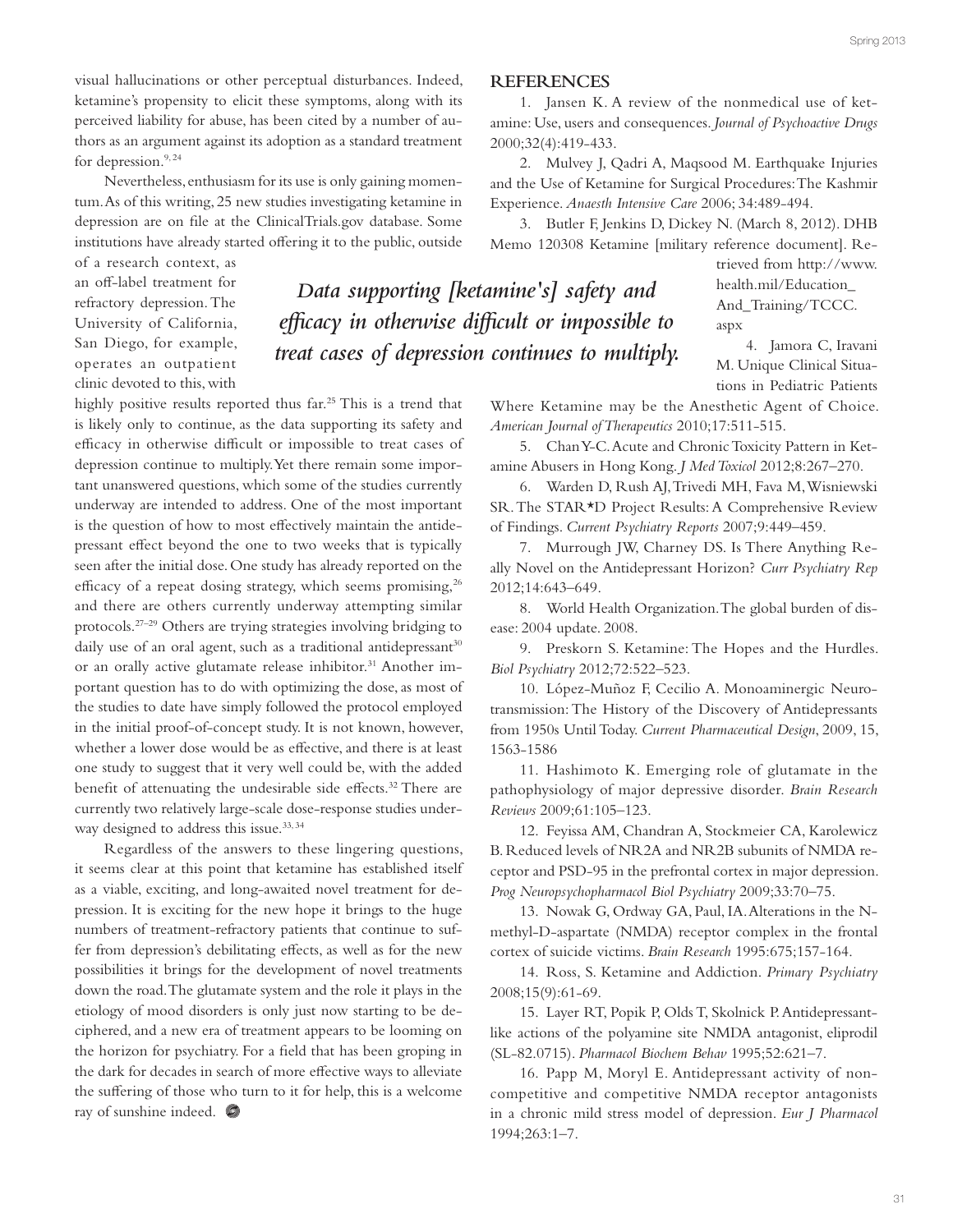visual hallucinations or other perceptual disturbances. Indeed, ketamine's propensity to elicit these symptoms, along with its perceived liability for abuse, has been cited by a number of authors as an argument against its adoption as a standard treatment for depression.[9, 24]

Nevertheless, enthusiasm for its use is only gaining momentum. As of this writing, 25 new studies investigating ketamine in depression are on file at the ClinicalTrials.gov database. Some institutions have already started offering it to the public, outside of a research context, as an off-label treatment for refractory depression. The University of California, San Diego, for example, operates an outpatient clinic devoted to this, with highly positive results reported thus far.[25] This is a trend that is likely only to continue, as the data supporting its safety and efficacy in otherwise difficult or impossible to treat cases of depression continue to multiply. Yet there remain some important unanswered questions, which some of the studies currently underway are intended to address. One of the most important is the question of how to most effectively maintain the antidepressant effect beyond the one to two weeks that is typically seen after the initial dose. One study has already reported on the efficacy of a repeat dosing strategy, which seems promising,[26] and there are others currently underway attempting similar protocols.[27–29] Others are trying strategies involving bridging to daily use of an oral agent, such as a traditional antidepressant[30] or an orally active glutamate release inhibitor.[31] Another important question has to do with optimizing the dose, as most of the studies to date have simply followed the protocol employed in the initial proof-of-concept study. It is not known, however, whether a lower dose would be as effective, and there is at least one study to suggest that it very well could be, with the added benefit of attenuating the undesirable side effects.[32] There are currently two relatively large-scale dose-response studies underway designed to address this issue.[33, 34]

*Data supporting [ketamine's] safety and efficacy in otherwise difficult or impossible to treat cases of depression continues to multiply.*

Regardless of the answers to these lingering questions, it seems clear at this point that ketamine has established itself as a viable, exciting, and long-awaited novel treatment for depression. It is exciting for the new hope it brings to the huge numbers of treatment-refractory patients that continue to suffer from depression's debilitating effects, as well as for the new possibilities it brings for the development of novel treatments down the road. The glutamate system and the role it plays in the etiology of mood disorders is only just now starting to be deciphered, and a new era of treatment appears to be looming on the horizon for psychiatry. For a field that has been groping in the dark for decades in search of more effective ways to alleviate the suffering of those who turn to it for help, this is a welcome ray of sunshine indeed.

## REFERENCES

1. Jansen K. A review of the nonmedical use of ketamine: Use, users and consequences. *Journal of Psychoactive Drugs* 2000;32(4):419-433.

2. Mulvey J, Qadri A, Maqsood M. Earthquake Injuries and the Use of Ketamine for Surgical Procedures: The Kashmir Experience. *Anaesth Intensive Care* 2006; 34:489-494.

3. Butler F, Jenkins D, Dickey N. (March 8, 2012). DHB Memo 120308 Ketamine [military reference document]. Retrieved from http://www.health.mil/Education_And_Training/TCCC.aspx

4. Jamora C, Iravani M. Unique Clinical Situations in Pediatric Patients Where Ketamine may be the Anesthetic Agent of Choice. *American Journal of Therapeutics* 2010;17:511-515.

5. Chan Y-C. Acute and Chronic Toxicity Pattern in Ketamine Abusers in Hong Kong. *J Med Toxicol* 2012;8:267–270.

6. Warden D, Rush AJ, Trivedi MH, Fava M, Wisniewski SR. The STAR*D Project Results: A Comprehensive Review of Findings. *Current Psychiatry Reports* 2007;9:449–459.

7. Murrough JW, Charney DS. Is There Anything Really Novel on the Antidepressant Horizon? *Curr Psychiatry Rep* 2012;14:643–649.

8. World Health Organization. The global burden of disease: 2004 update. 2008.

9. Preskorn S. Ketamine: The Hopes and the Hurdles. *Biol Psychiatry* 2012;72:522–523.

10. López-Muñoz F, Cecilio A. Monoaminergic Neurotransmission: The History of the Discovery of Antidepressants from 1950s Until Today. *Current Pharmaceutical Design*, 2009, 15, 1563-1586

11. Hashimoto K. Emerging role of glutamate in the pathophysiology of major depressive disorder. *Brain Research Reviews* 2009;61:105–123.

12. Feyissa AM, Chandran A, Stockmeier CA, Karolewicz B. Reduced levels of NR2A and NR2B subunits of NMDA receptor and PSD-95 in the prefrontal cortex in major depression. *Prog Neuropsychopharmacol Biol Psychiatry* 2009;33:70–75.

13. Nowak G, Ordway GA, Paul, IA. Alterations in the N-methyl-D-aspartate (NMDA) receptor complex in the frontal cortex of suicide victims. *Brain Research* 1995:675;157-164.

14. Ross, S. Ketamine and Addiction. *Primary Psychiatry* 2008;15(9):61-69.

15. Layer RT, Popik P, Olds T, Skolnick P. Antidepressant-like actions of the polyamine site NMDA antagonist, eliprodil (SL-82.0715). *Pharmacol Biochem Behav* 1995;52:621–7.

16. Papp M, Moryl E. Antidepressant activity of non-competitive and competitive NMDA receptor antagonists in a chronic mild stress model of depression. *Eur J Pharmacol* 1994;263:1–7.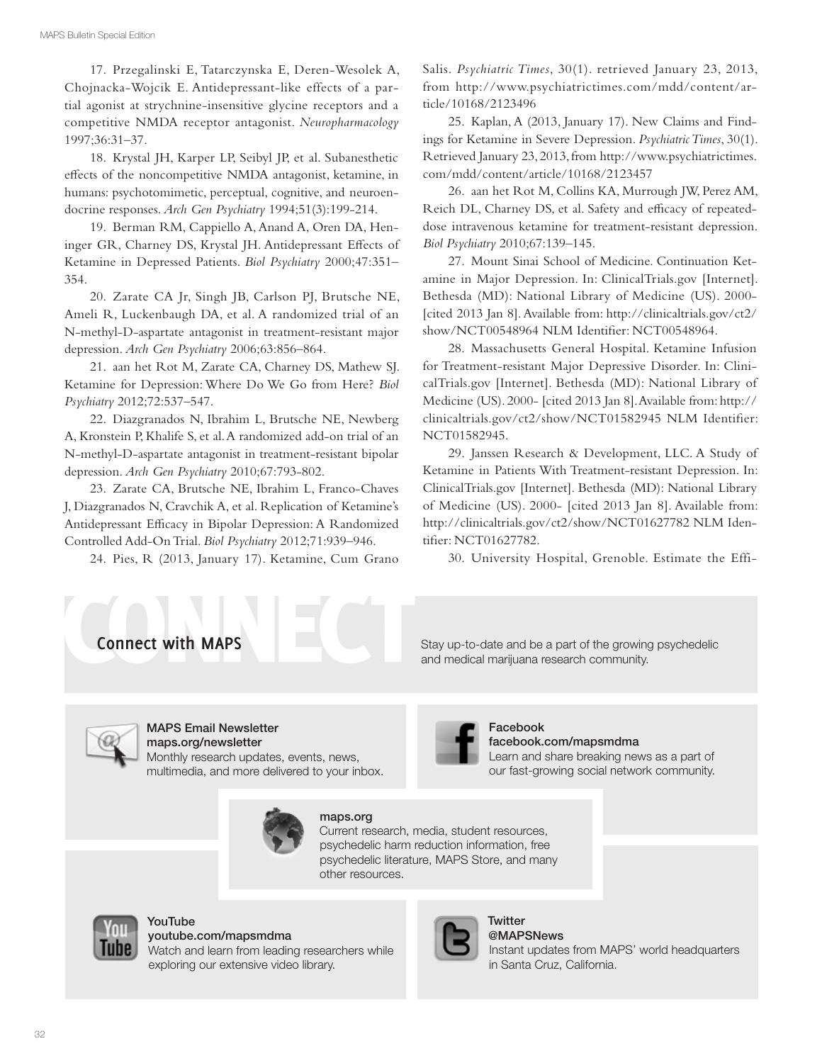17. Przegalinski E, Tatarczynska E, Deren-Wesolek A, Chojnacka-Wojcik E. Antidepressant-like effects of a partial agonist at strychnine-insensitive glycine receptors and a competitive NMDA receptor antagonist. *Neuropharmacology* 1997;36:31–37.

18. Krystal JH, Karper LP, Seibyl JP, et al. Subanesthetic effects of the noncompetitive NMDA antagonist, ketamine, in humans: psychotomimetic, perceptual, cognitive, and neuroendocrine responses. *Arch Gen Psychiatry* 1994;51(3):199-214.

19. Berman RM, Cappiello A, Anand A, Oren DA, Heninger GR, Charney DS, Krystal JH. Antidepressant Effects of Ketamine in Depressed Patients. *Biol Psychiatry* 2000;47:351–354.

20. Zarate CA Jr, Singh JB, Carlson PJ, Brutsche NE, Ameli R, Luckenbaugh DA, et al. A randomized trial of an N-methyl-D-aspartate antagonist in treatment-resistant major depression. *Arch Gen Psychiatry* 2006;63:856–864.

21. aan het Rot M, Zarate CA, Charney DS, Mathew SJ. Ketamine for Depression: Where Do We Go from Here? *Biol Psychiatry* 2012;72:537–547.

22. Diazgranados N, Ibrahim L, Brutsche NE, Newberg A, Kronstein P, Khalife S, et al. A randomized add-on trial of an N-methyl-D-aspartate antagonist in treatment-resistant bipolar depression. *Arch Gen Psychiatry* 2010;67:793-802.

23. Zarate CA, Brutsche NE, Ibrahim L, Franco-Chaves J, Diazgranados N, Cravchik A, et al. Replication of Ketamine's Antidepressant Efficacy in Bipolar Depression: A Randomized Controlled Add-On Trial. *Biol Psychiatry* 2012;71:939–946.

24. Pies, R (2013, January 17). Ketamine, Cum Grano Salis. *Psychiatric Times*, 30(1). retrieved January 23, 2013, from http://www.psychiatrictimes.com/mdd/content/article/10168/2123496

25. Kaplan, A (2013, January 17). New Claims and Findings for Ketamine in Severe Depression. *Psychiatric Times*, 30(1). Retrieved January 23, 2013, from http://www.psychiatrictimes.com/mdd/content/article/10168/2123457

26. aan het Rot M, Collins KA, Murrough JW, Perez AM, Reich DL, Charney DS, et al. Safety and efficacy of repeated-dose intravenous ketamine for treatment-resistant depression. *Biol Psychiatry* 2010;67:139–145.

27. Mount Sinai School of Medicine. Continuation Ketamine in Major Depression. In: ClinicalTrials.gov [Internet]. Bethesda (MD): National Library of Medicine (US). 2000- [cited 2013 Jan 8]. Available from: http://clinicaltrials.gov/ct2/show/NCT00548964 NLM Identifier: NCT00548964.

28. Massachusetts General Hospital. Ketamine Infusion for Treatment-resistant Major Depressive Disorder. In: ClinicalTrials.gov [Internet]. Bethesda (MD): National Library of Medicine (US). 2000- [cited 2013 Jan 8]. Available from: http://clinicaltrials.gov/ct2/show/NCT01582945 NLM Identifier: NCT01582945.

29. Janssen Research & Development, LLC. A Study of Ketamine in Patients With Treatment-resistant Depression. In: ClinicalTrials.gov [Internet]. Bethesda (MD): National Library of Medicine (US). 2000- [cited 2013 Jan 8]. Available from: http://clinicaltrials.gov/ct2/show/NCT01627782 NLM Identifier: NCT01627782.

30. University Hospital, Grenoble. Estimate the Effi-

## Connect with MAPS

Stay up-to-date and be a part of the growing psychedelic and medical marijuana research community.

**MAPS Email Newsletter**
**maps.org/newsletter**
Monthly research updates, events, news, multimedia, and more delivered to your inbox.

**Facebook**
**facebook.com/mapsmdma**
Learn and share breaking news as a part of our fast-growing social network community.

**maps.org**
Current research, media, student resources, psychedelic harm reduction information, free psychedelic literature, MAPS Store, and many other resources.

**YouTube**
**youtube.com/mapsmdma**
Watch and learn from leading researchers while exploring our extensive video library.

**Twitter**
**@MAPSNews**
Instant updates from MAPS' world headquarters in Santa Cruz, California.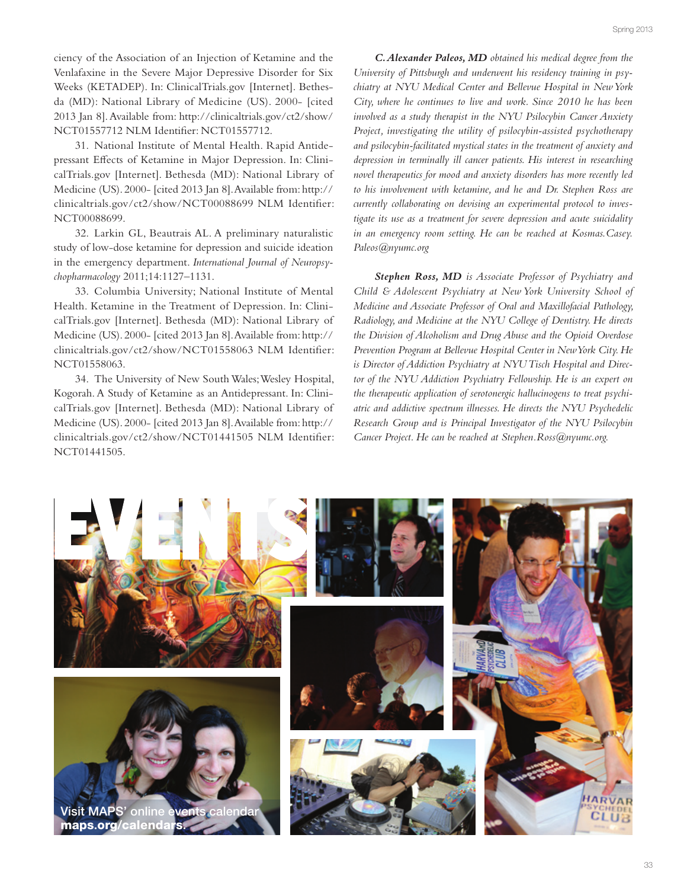ciency of the Association of an Injection of Ketamine and the Venlafaxine in the Severe Major Depressive Disorder for Six Weeks (KETADEP). In: ClinicalTrials.gov [Internet]. Bethesda (MD): National Library of Medicine (US). 2000- [cited 2013 Jan 8]. Available from: http://clinicaltrials.gov/ct2/show/NCT01557712 NLM Identifier: NCT01557712.

31. National Institute of Mental Health. Rapid Antidepressant Effects of Ketamine in Major Depression. In: ClinicalTrials.gov [Internet]. Bethesda (MD): National Library of Medicine (US). 2000- [cited 2013 Jan 8]. Available from: http://clinicaltrials.gov/ct2/show/NCT00088699 NLM Identifier: NCT00088699.

32. Larkin GL, Beautrais AL. A preliminary naturalistic study of low-dose ketamine for depression and suicide ideation in the emergency department. *International Journal of Neuropsychopharmacology* 2011;14:1127–1131.

33. Columbia University; National Institute of Mental Health. Ketamine in the Treatment of Depression. In: ClinicalTrials.gov [Internet]. Bethesda (MD): National Library of Medicine (US). 2000- [cited 2013 Jan 8]. Available from: http://clinicaltrials.gov/ct2/show/NCT01558063 NLM Identifier: NCT01558063.

34. The University of New South Wales; Wesley Hospital, Kogorah. A Study of Ketamine as an Antidepressant. In: ClinicalTrials.gov [Internet]. Bethesda (MD): National Library of Medicine (US). 2000- [cited 2013 Jan 8]. Available from: http://clinicaltrials.gov/ct2/show/NCT01441505 NLM Identifier: NCT01441505.

***C. Alexander Paleos, MD*** *obtained his medical degree from the University of Pittsburgh and underwent his residency training in psychiatry at NYU Medical Center and Bellevue Hospital in New York City, where he continues to live and work. Since 2010 he has been involved as a study therapist in the NYU Psilocybin Cancer Anxiety Project, investigating the utility of psilocybin-assisted psychotherapy and psilocybin-facilitated mystical states in the treatment of anxiety and depression in terminally ill cancer patients. His interest in researching novel therapeutics for mood and anxiety disorders has more recently led to his involvement with ketamine, and he and Dr. Stephen Ross are currently collaborating on devising an experimental protocol to investigate its use as a treatment for severe depression and acute suicidality in an emergency room setting. He can be reached at Kosmas.Casey.Paleos@nyumc.org*

***Stephen Ross, MD*** *is Associate Professor of Psychiatry and Child & Adolescent Psychiatry at New York University School of Medicine and Associate Professor of Oral and Maxillofacial Pathology, Radiology, and Medicine at the NYU College of Dentistry. He directs the Division of Alcoholism and Drug Abuse and the Opioid Overdose Prevention Program at Bellevue Hospital Center in New York City. He is Director of Addiction Psychiatry at NYU Tisch Hospital and Director of the NYU Addiction Psychiatry Fellowship. He is an expert on the therapeutic application of serotonergic hallucinogens to treat psychiatric and addictive spectrum illnesses. He directs the NYU Psychedelic Research Group and is Principal Investigator of the NYU Psilocybin Cancer Project. He can be reached at Stephen.Ross@nyumc.org.*

# EVENTS

Visit MAPS' online events calendar **maps.org/calendars.**